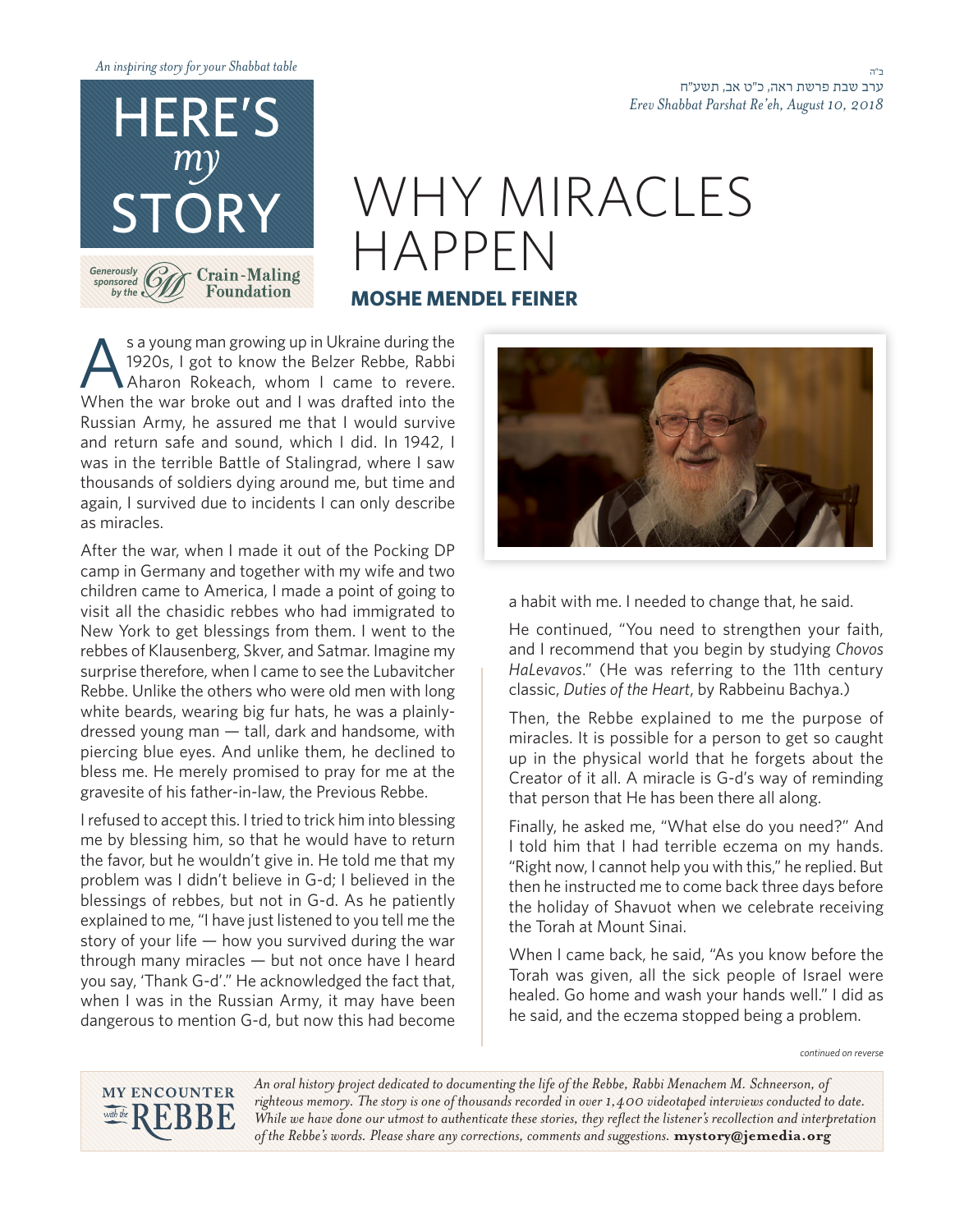*An inspiring story for your Shabbat table*

# HERE'S *my* STORY

Generously sponsored by the Crain-Maling Foundation

ב"ה
ערב שבת פרשת ראה, כ"ט אב, תשע"ח
*Erev Shabbat Parshat Re'eh, August 10, 2018*

# WHY MIRACLES HAPPEN

## MOSHE MENDEL FEINER

As a young man growing up in Ukraine during the 1920s, I got to know the Belzer Rebbe, Rabbi Aharon Rokeach, whom I came to revere. When the war broke out and I was drafted into the Russian Army, he assured me that I would survive and return safe and sound, which I did. In 1942, I was in the terrible Battle of Stalingrad, where I saw thousands of soldiers dying around me, but time and again, I survived due to incidents I can only describe as miracles.

After the war, when I made it out of the Pocking DP camp in Germany and together with my wife and two children came to America, I made a point of going to visit all the chasidic rebbes who had immigrated to New York to get blessings from them. I went to the rebbes of Klausenberg, Skver, and Satmar. Imagine my surprise therefore, when I came to see the Lubavitcher Rebbe. Unlike the others who were old men with long white beards, wearing big fur hats, he was a plainly-dressed young man — tall, dark and handsome, with piercing blue eyes. And unlike them, he declined to bless me. He merely promised to pray for me at the gravesite of his father-in-law, the Previous Rebbe.

I refused to accept this. I tried to trick him into blessing me by blessing him, so that he would have to return the favor, but he wouldn't give in. He told me that my problem was I didn't believe in G-d; I believed in the blessings of rebbes, but not in G-d. As he patiently explained to me, "I have just listened to you tell me the story of your life — how you survived during the war through many miracles — but not once have I heard you say, 'Thank G-d'." He acknowledged the fact that, when I was in the Russian Army, it may have been dangerous to mention G-d, but now this had become a habit with me. I needed to change that, he said.

He continued, "You need to strengthen your faith, and I recommend that you begin by studying *Chovos HaLevavos*." (He was referring to the 11th century classic, *Duties of the Heart*, by Rabbeinu Bachya.)

Then, the Rebbe explained to me the purpose of miracles. It is possible for a person to get so caught up in the physical world that he forgets about the Creator of it all. A miracle is G-d's way of reminding that person that He has been there all along.

Finally, he asked me, "What else do you need?" And I told him that I had terrible eczema on my hands. "Right now, I cannot help you with this," he replied. But then he instructed me to come back three days before the holiday of Shavuot when we celebrate receiving the Torah at Mount Sinai.

When I came back, he said, "As you know before the Torah was given, all the sick people of Israel were healed. Go home and wash your hands well." I did as he said, and the eczema stopped being a problem.

*continued on reverse*

MY ENCOUNTER *with the* REBBE

*An oral history project dedicated to documenting the life of the Rebbe, Rabbi Menachem M. Schneerson, of righteous memory. The story is one of thousands recorded in over 1,400 videotaped interviews conducted to date. While we have done our utmost to authenticate these stories, they reflect the listener's recollection and interpretation of the Rebbe's words. Please share any corrections, comments and suggestions.* **mystory@jemedia.org**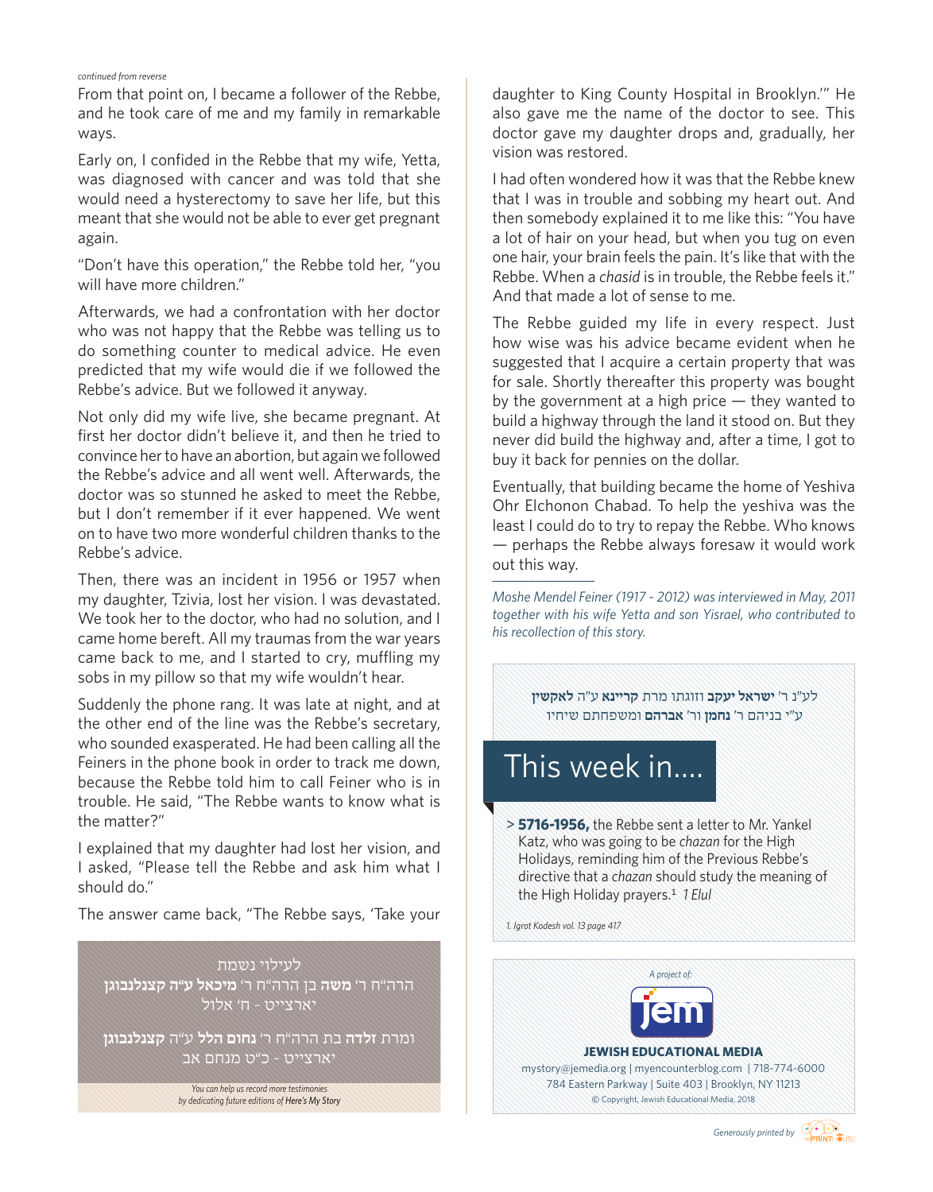*continued from reverse*

From that point on, I became a follower of the Rebbe, and he took care of me and my family in remarkable ways.

Early on, I confided in the Rebbe that my wife, Yetta, was diagnosed with cancer and was told that she would need a hysterectomy to save her life, but this meant that she would not be able to ever get pregnant again.

"Don't have this operation," the Rebbe told her, "you will have more children."

Afterwards, we had a confrontation with her doctor who was not happy that the Rebbe was telling us to do something counter to medical advice. He even predicted that my wife would die if we followed the Rebbe's advice. But we followed it anyway.

Not only did my wife live, she became pregnant. At first her doctor didn't believe it, and then he tried to convince her to have an abortion, but again we followed the Rebbe's advice and all went well. Afterwards, the doctor was so stunned he asked to meet the Rebbe, but I don't remember if it ever happened. We went on to have two more wonderful children thanks to the Rebbe's advice.

Then, there was an incident in 1956 or 1957 when my daughter, Tzivia, lost her vision. I was devastated. We took her to the doctor, who had no solution, and I came home bereft. All my traumas from the war years came back to me, and I started to cry, muffling my sobs in my pillow so that my wife wouldn't hear.

Suddenly the phone rang. It was late at night, and at the other end of the line was the Rebbe's secretary, who sounded exasperated. He had been calling all the Feiners in the phone book in order to track me down, because the Rebbe told him to call Feiner who is in trouble. He said, "The Rebbe wants to know what is the matter?"

I explained that my daughter had lost her vision, and I asked, "Please tell the Rebbe and ask him what I should do."

The answer came back, "The Rebbe says, 'Take your daughter to King County Hospital in Brooklyn.'" He also gave me the name of the doctor to see. This doctor gave my daughter drops and, gradually, her vision was restored.

I had often wondered how it was that the Rebbe knew that I was in trouble and sobbing my heart out. And then somebody explained it to me like this: "You have a lot of hair on your head, but when you tug on even one hair, your brain feels the pain. It's like that with the Rebbe. When a *chasid* is in trouble, the Rebbe feels it." And that made a lot of sense to me.

The Rebbe guided my life in every respect. Just how wise was his advice became evident when he suggested that I acquire a certain property that was for sale. Shortly thereafter this property was bought by the government at a high price — they wanted to build a highway through the land it stood on. But they never did build the highway and, after a time, I got to buy it back for pennies on the dollar.

Eventually, that building became the home of Yeshiva Ohr Elchonon Chabad. To help the yeshiva was the least I could do to try to repay the Rebbe. Who knows — perhaps the Rebbe always foresaw it would work out this way.

*Moshe Mendel Feiner (1917 - 2012) was interviewed in May, 2011 together with his wife Yetta and son Yisrael, who contributed to his recollection of this story.*

לעילוי נשמת
הרה"ח ר' **משה** בן הרה"ח ר' **מיכאל ע"ה קצנלנבוגן**
יארצייט - ח' אלול

ומרת **זלדה** בת הרה"ח ר' **נחום הלל** ע"ה **קצנלנבוגן**
יארצייט - כ"ט מנחם אב

*You can help us record more testimonies by dedicating future editions of Here's My Story*

לע"נ ר' **ישראל יעקב** וזוגתו מרת **קריינא** ע"ה **לאקשין**
ע"י בניהם ר' **נחמן** ור' **אברהם** ומשפחתם שיחיו

## This week in....

> **5716-1956,** the Rebbe sent a letter to Mr. Yankel Katz, who was going to be *chazan* for the High Holidays, reminding him of the Previous Rebbe's directive that a *chazan* should study the meaning of the High Holiday prayers.[1] *1 Elul*

1. Igrot Kodesh vol. 13 page 417

*A project of:*

**JEWISH EDUCATIONAL MEDIA**

mystory@jemedia.org | myencounterblog.com | 718-774-6000
784 Eastern Parkway | Suite 403 | Brooklyn, NY 11213
© Copyright, Jewish Educational Media, 2018

*Generously printed by* The Print House